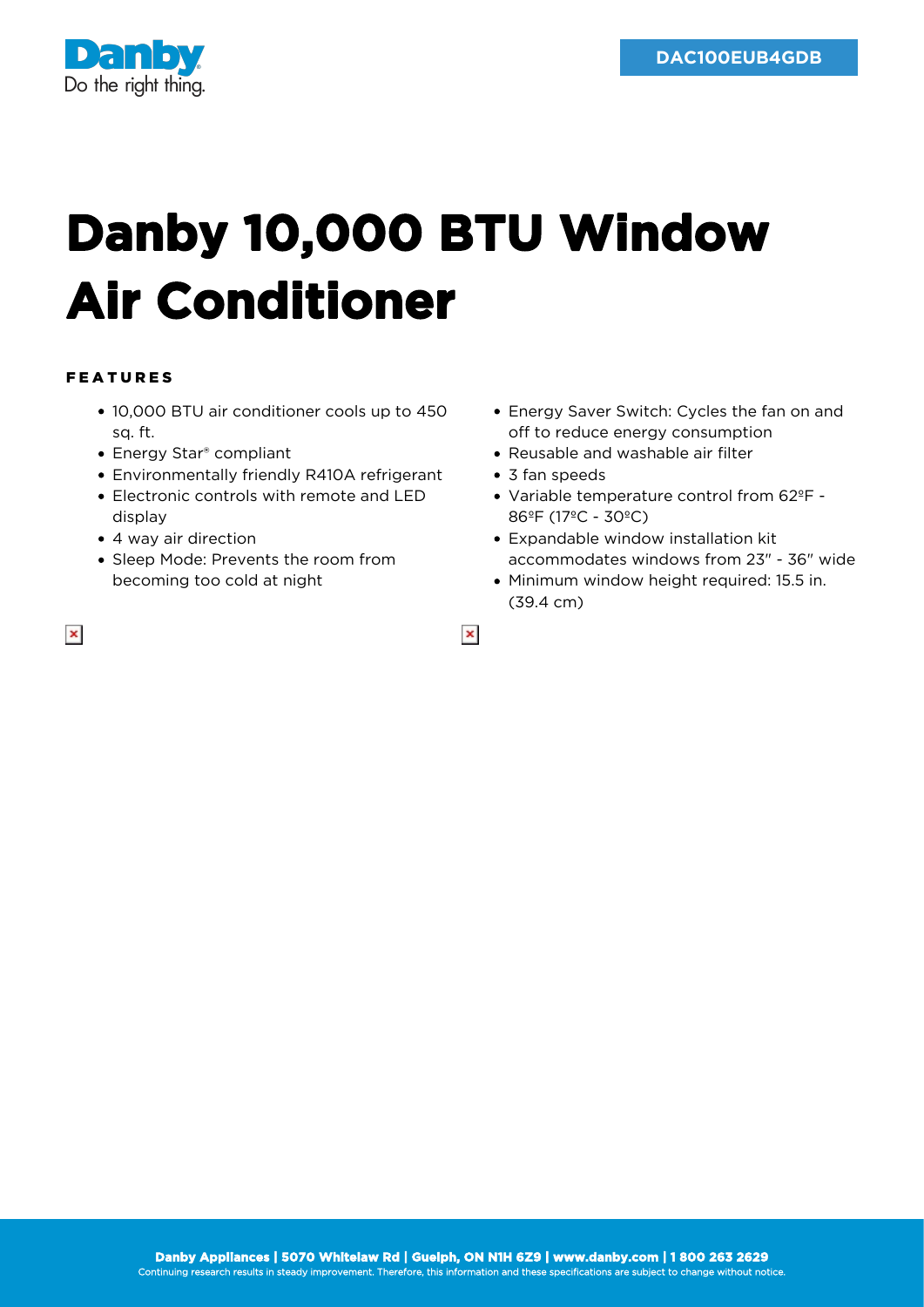DAC100EUB4GDB

# Danby 10,000 BTU Window Air Conditioner

## FEATURES

- 10,000 BTU air conditioner cools up to 450 sq. ft.
- Energy Star® compliant
- Environmentally friendly R410A refrigerant
- Electronic controls with remote and LED display
- 4 way air direction
- Sleep Mode: Prevents the room from becoming too cold at night
- Energy Saver Switch: Cycles the fan on and off to reduce energy consumption
- Reusable and washable air filter
- 3 fan speeds
- Variable temperature control from 62ºF - 86ºF (17ºC - 30ºC)
- Expandable window installation kit accommodates windows from 23" - 36" wide
- Minimum window height required: 15.5 in. (39.4 cm)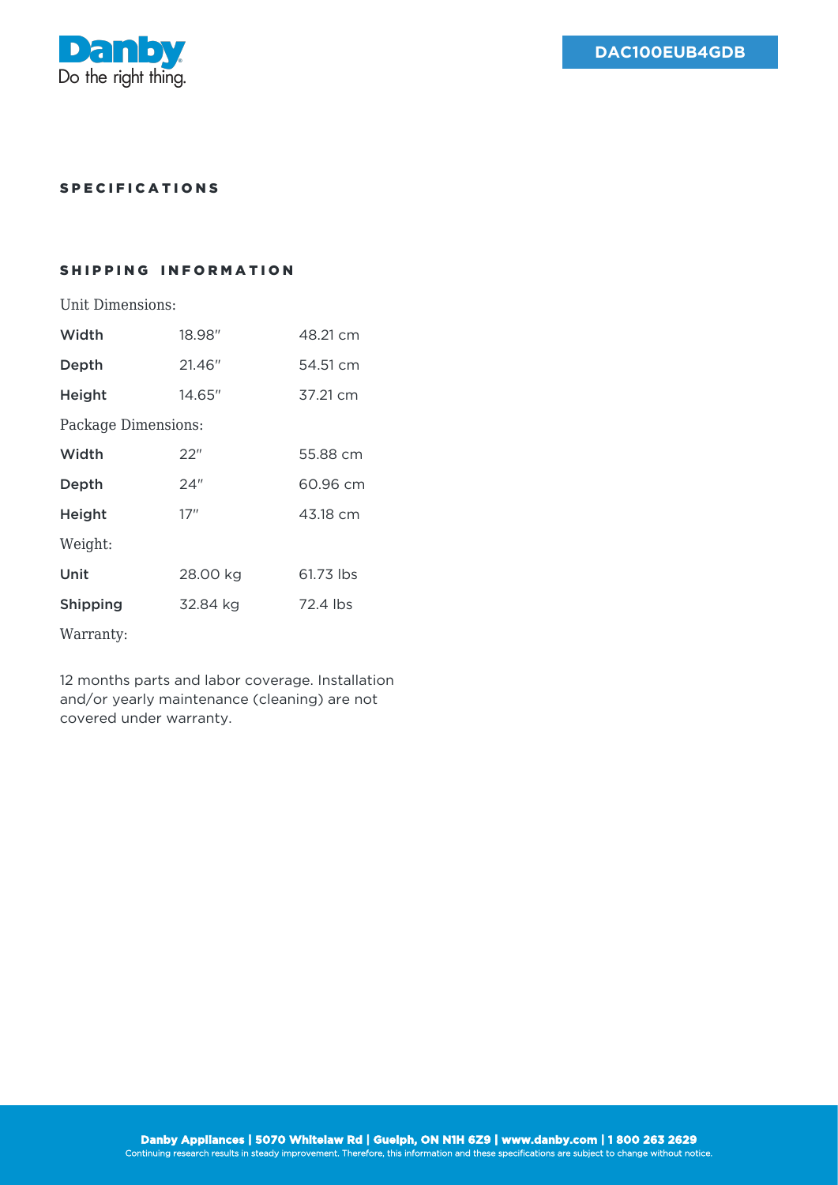## SPECIFICATIONS

### SHIPPING INFORMATION

Unit Dimensions:

| | | |
|---|---|---|
| **Width** | 18.98" | 48.21 cm |
| **Depth** | 21.46" | 54.51 cm |
| **Height** | 14.65" | 37.21 cm |

Package Dimensions:

| | | |
|---|---|---|
| **Width** | 22" | 55.88 cm |
| **Depth** | 24" | 60.96 cm |
| **Height** | 17" | 43.18 cm |

Weight:

| | | |
|---|---|---|
| **Unit** | 28.00 kg | 61.73 lbs |
| **Shipping** | 32.84 kg | 72.4 lbs |

Warranty:

12 months parts and labor coverage. Installation and/or yearly maintenance (cleaning) are not covered under warranty.